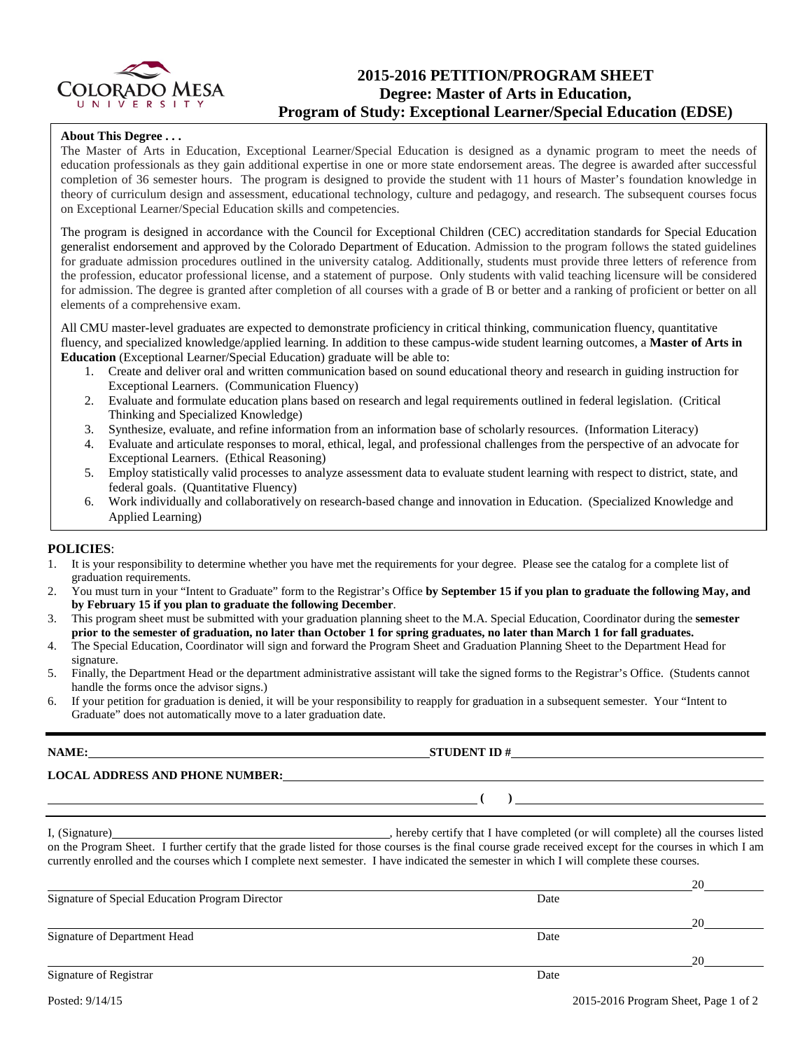# 2015-2016 PETITION/PROGRAM SHEET
## Degree: Master of Arts in Education,
## Program of Study: Exceptional Learner/Special Education (EDSE)

**About This Degree . . .**

The Master of Arts in Education, Exceptional Learner/Special Education is designed as a dynamic program to meet the needs of education professionals as they gain additional expertise in one or more state endorsement areas. The degree is awarded after successful completion of 36 semester hours. The program is designed to provide the student with 11 hours of Master's foundation knowledge in theory of curriculum design and assessment, educational technology, culture and pedagogy, and research. The subsequent courses focus on Exceptional Learner/Special Education skills and competencies.

The program is designed in accordance with the Council for Exceptional Children (CEC) accreditation standards for Special Education generalist endorsement and approved by the Colorado Department of Education. Admission to the program follows the stated guidelines for graduate admission procedures outlined in the university catalog. Additionally, students must provide three letters of reference from the profession, educator professional license, and a statement of purpose. Only students with valid teaching licensure will be considered for admission. The degree is granted after completion of all courses with a grade of B or better and a ranking of proficient or better on all elements of a comprehensive exam.

All CMU master-level graduates are expected to demonstrate proficiency in critical thinking, communication fluency, quantitative fluency, and specialized knowledge/applied learning. In addition to these campus-wide student learning outcomes, a **Master of Arts in Education** (Exceptional Learner/Special Education) graduate will be able to:

1. Create and deliver oral and written communication based on sound educational theory and research in guiding instruction for Exceptional Learners. (Communication Fluency)
2. Evaluate and formulate education plans based on research and legal requirements outlined in federal legislation. (Critical Thinking and Specialized Knowledge)
3. Synthesize, evaluate, and refine information from an information base of scholarly resources. (Information Literacy)
4. Evaluate and articulate responses to moral, ethical, legal, and professional challenges from the perspective of an advocate for Exceptional Learners. (Ethical Reasoning)
5. Employ statistically valid processes to analyze assessment data to evaluate student learning with respect to district, state, and federal goals. (Quantitative Fluency)
6. Work individually and collaboratively on research-based change and innovation in Education. (Specialized Knowledge and Applied Learning)

**POLICIES**:

1. It is your responsibility to determine whether you have met the requirements for your degree. Please see the catalog for a complete list of graduation requirements.
2. You must turn in your "Intent to Graduate" form to the Registrar's Office **by September 15 if you plan to graduate the following May, and by February 15 if you plan to graduate the following December**.
3. This program sheet must be submitted with your graduation planning sheet to the M.A. Special Education, Coordinator during the **semester prior to the semester of graduation, no later than October 1 for spring graduates, no later than March 1 for fall graduates.**
4. The Special Education, Coordinator will sign and forward the Program Sheet and Graduation Planning Sheet to the Department Head for signature.
5. Finally, the Department Head or the department administrative assistant will take the signed forms to the Registrar's Office. (Students cannot handle the forms once the advisor signs.)
6. If your petition for graduation is denied, it will be your responsibility to reapply for graduation in a subsequent semester. Your "Intent to Graduate" does not automatically move to a later graduation date.

**NAME:** ______________________ **STUDENT ID #** ______________________

**LOCAL ADDRESS AND PHONE NUMBER:** ______________________

______________________ **( )** ______________________

I, (Signature) ______________________, hereby certify that I have completed (or will complete) all the courses listed on the Program Sheet. I further certify that the grade listed for those courses is the final course grade received except for the courses in which I am currently enrolled and the courses which I complete next semester. I have indicated the semester in which I will complete these courses.

______________________ 20____
Signature of Special Education Program Director — Date

______________________ 20____
Signature of Department Head — Date

______________________ 20____
Signature of Registrar — Date

Posted: 9/14/15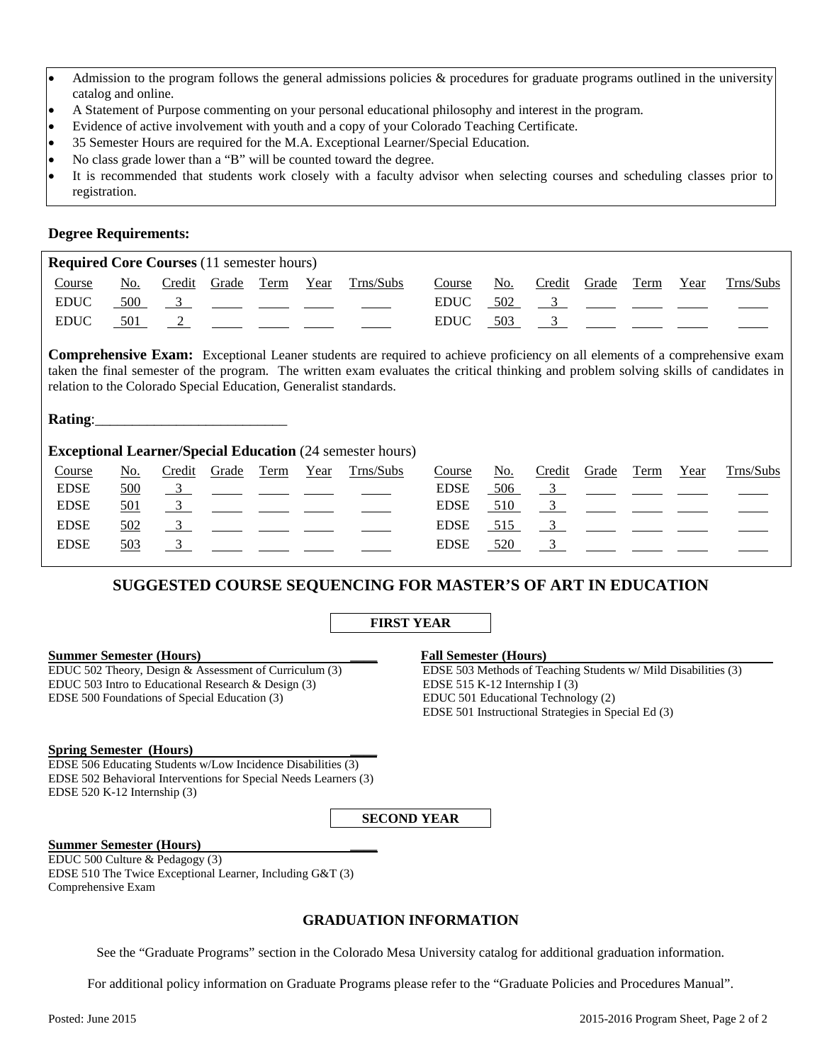- Admission to the program follows the general admissions policies & procedures for graduate programs outlined in the university catalog and online.
- A Statement of Purpose commenting on your personal educational philosophy and interest in the program.
- Evidence of active involvement with youth and a copy of your Colorado Teaching Certificate.
- 35 Semester Hours are required for the M.A. Exceptional Learner/Special Education.
- No class grade lower than a "B" will be counted toward the degree.
- It is recommended that students work closely with a faculty advisor when selecting courses and scheduling classes prior to registration.

**Degree Requirements:**

**Required Core Courses** (11 semester hours)

| Course | No. | Credit | Grade | Term | Year | Trns/Subs | Course | No. | Credit | Grade | Term | Year | Trns/Subs |
|---|---|---|---|---|---|---|---|---|---|---|---|---|---|
| EDUC | 500 | 3 | | | | | EDUC | 502 | 3 | | | | |
| EDUC | 501 | 2 | | | | | EDUC | 503 | 3 | | | | |

**Comprehensive Exam:** Exceptional Leaner students are required to achieve proficiency on all elements of a comprehensive exam taken the final semester of the program. The written exam evaluates the critical thinking and problem solving skills of candidates in relation to the Colorado Special Education, Generalist standards.

**Rating**:___________________________

**Exceptional Learner/Special Education** (24 semester hours)

| Course | No. | Credit | Grade | Term | Year | Trns/Subs | Course | No. | Credit | Grade | Term | Year | Trns/Subs |
|---|---|---|---|---|---|---|---|---|---|---|---|---|---|
| EDSE | 500 | 3 | | | | | EDSE | 506 | 3 | | | | |
| EDSE | 501 | 3 | | | | | EDSE | 510 | 3 | | | | |
| EDSE | 502 | 3 | | | | | EDSE | 515 | 3 | | | | |
| EDSE | 503 | 3 | | | | | EDSE | 520 | 3 | | | | |

## SUGGESTED COURSE SEQUENCING FOR MASTER'S OF ART IN EDUCATION

### FIRST YEAR

**Summer Semester (Hours)**
EDUC 502 Theory, Design & Assessment of Curriculum (3)
EDUC 503 Intro to Educational Research & Design (3)
EDSE 500 Foundations of Special Education (3)

**Fall Semester (Hours)**
EDSE 503 Methods of Teaching Students w/ Mild Disabilities (3)
EDSE 515 K-12 Internship I (3)
EDUC 501 Educational Technology (2)
EDSE 501 Instructional Strategies in Special Ed (3)

**Spring Semester (Hours)**
EDSE 506 Educating Students w/Low Incidence Disabilities (3)
EDSE 502 Behavioral Interventions for Special Needs Learners (3)
EDSE 520 K-12 Internship (3)

### SECOND YEAR

**Summer Semester (Hours)**
EDUC 500 Culture & Pedagogy (3)
EDSE 510 The Twice Exceptional Learner, Including G&T (3)
Comprehensive Exam

## GRADUATION INFORMATION

See the "Graduate Programs" section in the Colorado Mesa University catalog for additional graduation information.

For additional policy information on Graduate Programs please refer to the "Graduate Policies and Procedures Manual".